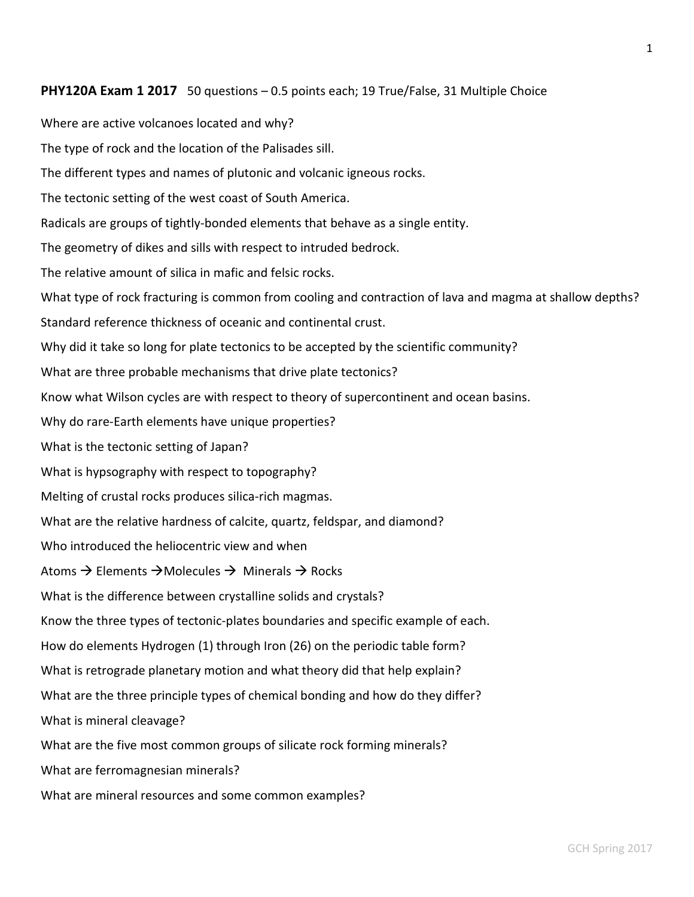**PHY120A Exam 1 2017** 50 questions – 0.5 points each; 19 True/False, 31 Multiple Choice

Where are active volcanoes located and why?

The type of rock and the location of the Palisades sill.

The different types and names of plutonic and volcanic igneous rocks.

The tectonic setting of the west coast of South America.

Radicals are groups of tightly-bonded elements that behave as a single entity.

The geometry of dikes and sills with respect to intruded bedrock.

The relative amount of silica in mafic and felsic rocks.

What type of rock fracturing is common from cooling and contraction of lava and magma at shallow depths?

Standard reference thickness of oceanic and continental crust.

Why did it take so long for plate tectonics to be accepted by the scientific community?

What are three probable mechanisms that drive plate tectonics?

Know what Wilson cycles are with respect to theory of supercontinent and ocean basins.

Why do rare-Earth elements have unique properties?

What is the tectonic setting of Japan?

What is hypsography with respect to topography?

Melting of crustal rocks produces silica-rich magmas.

What are the relative hardness of calcite, quartz, feldspar, and diamond?

Who introduced the heliocentric view and when

Atoms → Elements →Molecules → Minerals → Rocks

What is the difference between crystalline solids and crystals?

Know the three types of tectonic-plates boundaries and specific example of each.

How do elements Hydrogen (1) through Iron (26) on the periodic table form?

What is retrograde planetary motion and what theory did that help explain?

What are the three principle types of chemical bonding and how do they differ?

What is mineral cleavage?

What are the five most common groups of silicate rock forming minerals?

What are ferromagnesian minerals?

What are mineral resources and some common examples?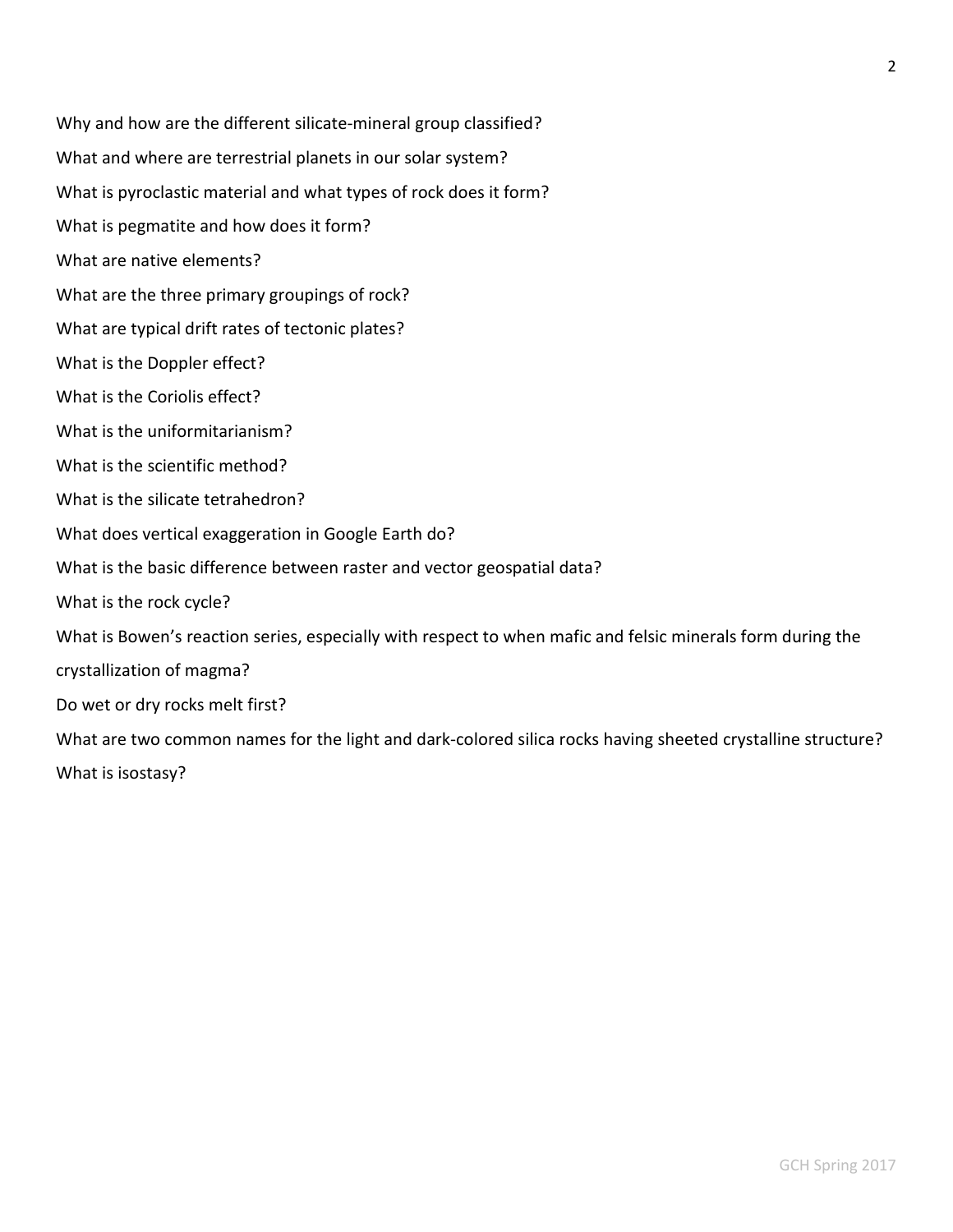Why and how are the different silicate-mineral group classified?

What and where are terrestrial planets in our solar system?

What is pyroclastic material and what types of rock does it form?

What is pegmatite and how does it form?

What are native elements?

What are the three primary groupings of rock?

What are typical drift rates of tectonic plates?

What is the Doppler effect?

What is the Coriolis effect?

What is the uniformitarianism?

What is the scientific method?

What is the silicate tetrahedron?

What does vertical exaggeration in Google Earth do?

What is the basic difference between raster and vector geospatial data?

What is the rock cycle?

What is Bowen's reaction series, especially with respect to when mafic and felsic minerals form during the crystallization of magma?

Do wet or dry rocks melt first?

What are two common names for the light and dark-colored silica rocks having sheeted crystalline structure?

What is isostasy?